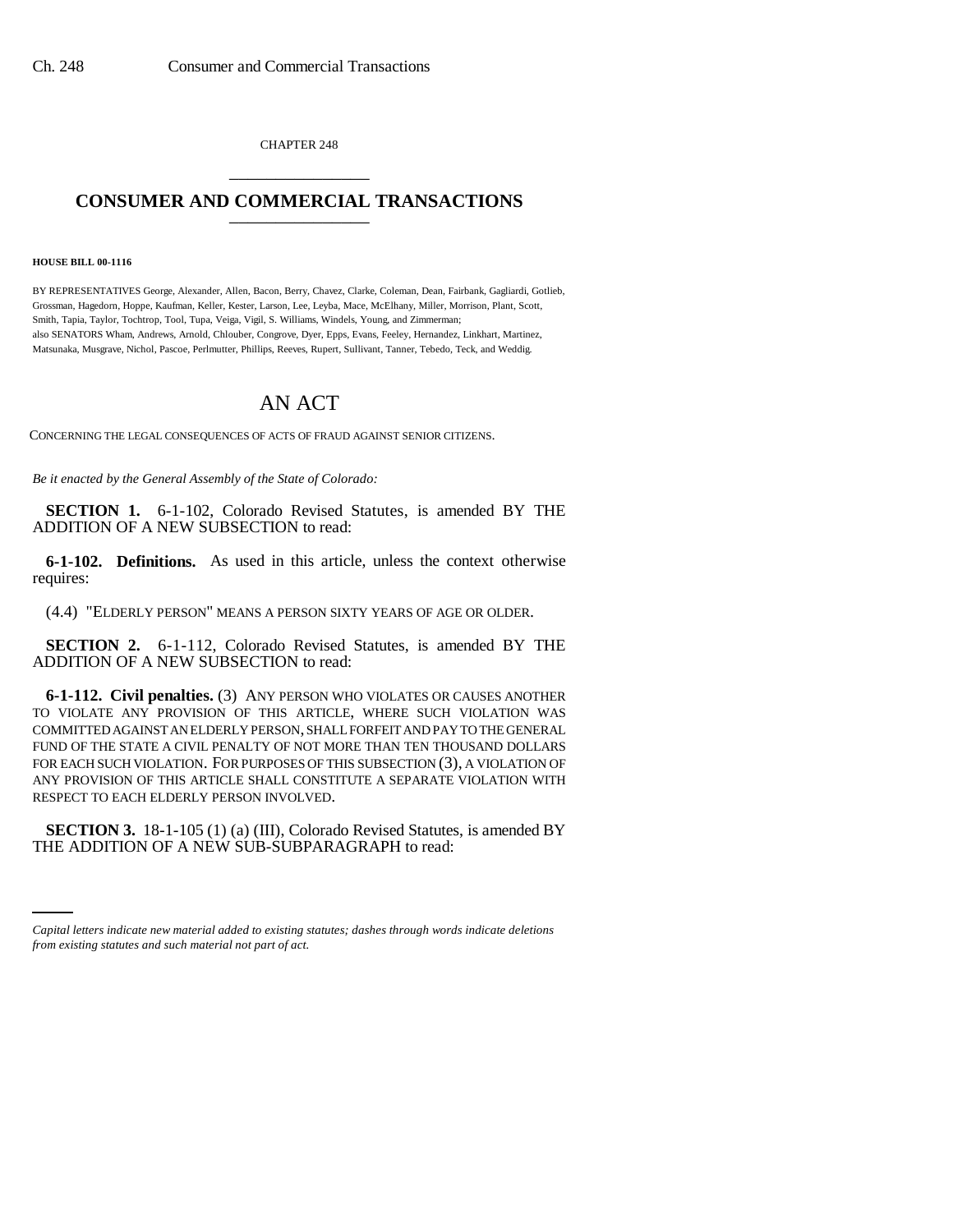CHAPTER 248

# CONSUMER AND COMMERCIAL TRANSACTIONS

**HOUSE BILL 00-1116**

BY REPRESENTATIVES George, Alexander, Allen, Bacon, Berry, Chavez, Clarke, Coleman, Dean, Fairbank, Gagliardi, Gotlieb, Grossman, Hagedorn, Hoppe, Kaufman, Keller, Kester, Larson, Lee, Leyba, Mace, McElhany, Miller, Morrison, Plant, Scott, Smith, Tapia, Taylor, Tochtrop, Tool, Tupa, Veiga, Vigil, S. Williams, Windels, Young, and Zimmerman;
also SENATORS Wham, Andrews, Arnold, Chlouber, Congrove, Dyer, Epps, Evans, Feeley, Hernandez, Linkhart, Martinez, Matsunaka, Musgrave, Nichol, Pascoe, Perlmutter, Phillips, Reeves, Rupert, Sullivant, Tanner, Tebedo, Teck, and Weddig.

# AN ACT

CONCERNING THE LEGAL CONSEQUENCES OF ACTS OF FRAUD AGAINST SENIOR CITIZENS.

*Be it enacted by the General Assembly of the State of Colorado:*

**SECTION 1.** 6-1-102, Colorado Revised Statutes, is amended BY THE ADDITION OF A NEW SUBSECTION to read:

**6-1-102. Definitions.** As used in this article, unless the context otherwise requires:

(4.4) "ELDERLY PERSON" MEANS A PERSON SIXTY YEARS OF AGE OR OLDER.

**SECTION 2.** 6-1-112, Colorado Revised Statutes, is amended BY THE ADDITION OF A NEW SUBSECTION to read:

**6-1-112. Civil penalties.** (3) ANY PERSON WHO VIOLATES OR CAUSES ANOTHER TO VIOLATE ANY PROVISION OF THIS ARTICLE, WHERE SUCH VIOLATION WAS COMMITTED AGAINST AN ELDERLY PERSON, SHALL FORFEIT AND PAY TO THE GENERAL FUND OF THE STATE A CIVIL PENALTY OF NOT MORE THAN TEN THOUSAND DOLLARS FOR EACH SUCH VIOLATION. FOR PURPOSES OF THIS SUBSECTION (3), A VIOLATION OF ANY PROVISION OF THIS ARTICLE SHALL CONSTITUTE A SEPARATE VIOLATION WITH RESPECT TO EACH ELDERLY PERSON INVOLVED.

**SECTION 3.** 18-1-105 (1) (a) (III), Colorado Revised Statutes, is amended BY THE ADDITION OF A NEW SUB-SUBPARAGRAPH to read:

*Capital letters indicate new material added to existing statutes; dashes through words indicate deletions from existing statutes and such material not part of act.*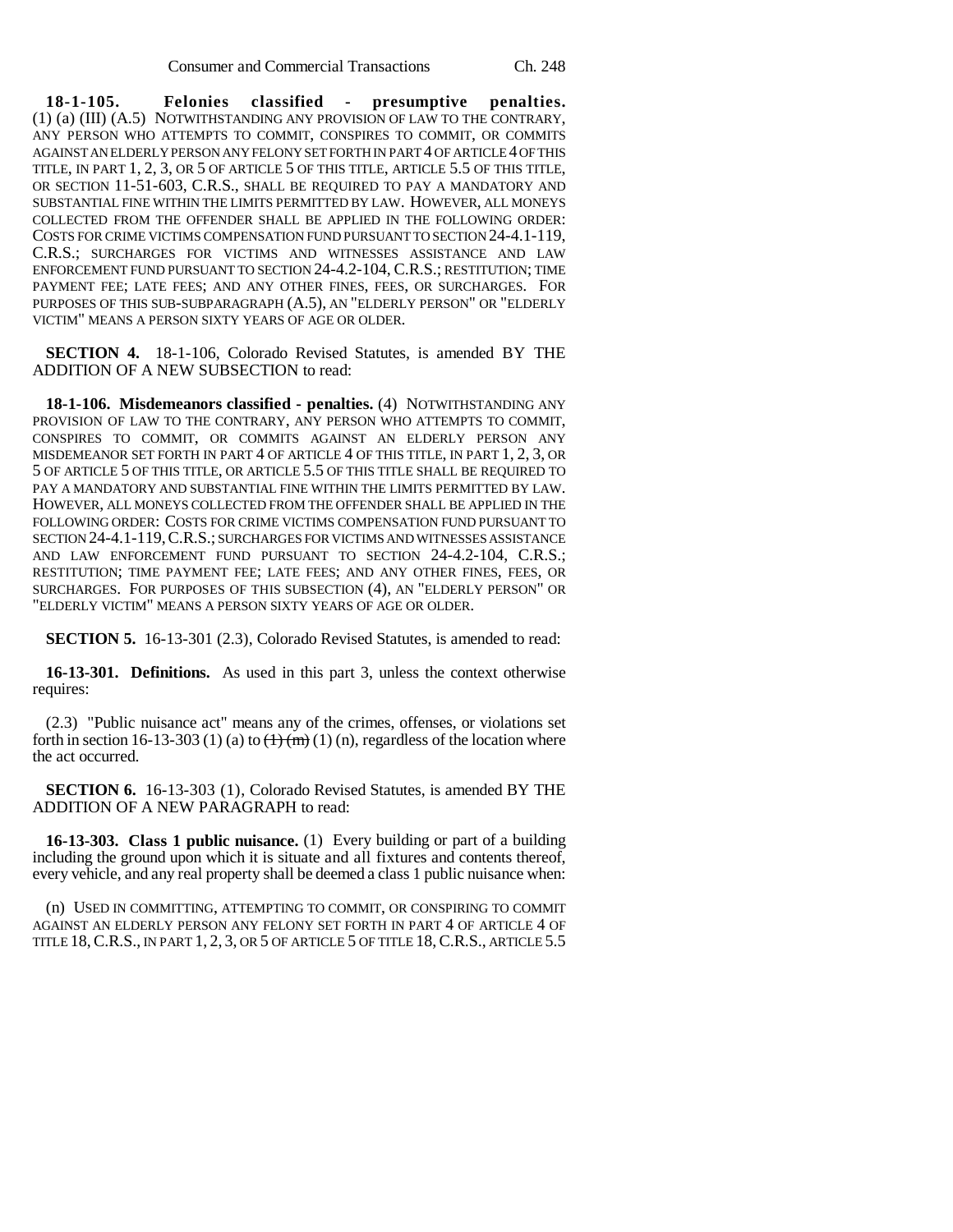**18-1-105. Felonies classified - presumptive penalties.** (1) (a) (III) (A.5) NOTWITHSTANDING ANY PROVISION OF LAW TO THE CONTRARY, ANY PERSON WHO ATTEMPTS TO COMMIT, CONSPIRES TO COMMIT, OR COMMITS AGAINST AN ELDERLY PERSON ANY FELONY SET FORTH IN PART 4 OF ARTICLE 4 OF THIS TITLE, IN PART 1, 2, 3, OR 5 OF ARTICLE 5 OF THIS TITLE, ARTICLE 5.5 OF THIS TITLE, OR SECTION 11-51-603, C.R.S., SHALL BE REQUIRED TO PAY A MANDATORY AND SUBSTANTIAL FINE WITHIN THE LIMITS PERMITTED BY LAW. HOWEVER, ALL MONEYS COLLECTED FROM THE OFFENDER SHALL BE APPLIED IN THE FOLLOWING ORDER: COSTS FOR CRIME VICTIMS COMPENSATION FUND PURSUANT TO SECTION 24-4.1-119, C.R.S.; SURCHARGES FOR VICTIMS AND WITNESSES ASSISTANCE AND LAW ENFORCEMENT FUND PURSUANT TO SECTION 24-4.2-104, C.R.S.; RESTITUTION; TIME PAYMENT FEE; LATE FEES; AND ANY OTHER FINES, FEES, OR SURCHARGES. FOR PURPOSES OF THIS SUB-SUBPARAGRAPH (A.5), AN "ELDERLY PERSON" OR "ELDERLY VICTIM" MEANS A PERSON SIXTY YEARS OF AGE OR OLDER.

**SECTION 4.** 18-1-106, Colorado Revised Statutes, is amended BY THE ADDITION OF A NEW SUBSECTION to read:

**18-1-106. Misdemeanors classified - penalties.** (4) NOTWITHSTANDING ANY PROVISION OF LAW TO THE CONTRARY, ANY PERSON WHO ATTEMPTS TO COMMIT, CONSPIRES TO COMMIT, OR COMMITS AGAINST AN ELDERLY PERSON ANY MISDEMEANOR SET FORTH IN PART 4 OF ARTICLE 4 OF THIS TITLE, IN PART 1, 2, 3, OR 5 OF ARTICLE 5 OF THIS TITLE, OR ARTICLE 5.5 OF THIS TITLE SHALL BE REQUIRED TO PAY A MANDATORY AND SUBSTANTIAL FINE WITHIN THE LIMITS PERMITTED BY LAW. HOWEVER, ALL MONEYS COLLECTED FROM THE OFFENDER SHALL BE APPLIED IN THE FOLLOWING ORDER: COSTS FOR CRIME VICTIMS COMPENSATION FUND PURSUANT TO SECTION 24-4.1-119, C.R.S.; SURCHARGES FOR VICTIMS AND WITNESSES ASSISTANCE AND LAW ENFORCEMENT FUND PURSUANT TO SECTION 24-4.2-104, C.R.S.; RESTITUTION; TIME PAYMENT FEE; LATE FEES; AND ANY OTHER FINES, FEES, OR SURCHARGES. FOR PURPOSES OF THIS SUBSECTION (4), AN "ELDERLY PERSON" OR "ELDERLY VICTIM" MEANS A PERSON SIXTY YEARS OF AGE OR OLDER.

**SECTION 5.** 16-13-301 (2.3), Colorado Revised Statutes, is amended to read:

**16-13-301. Definitions.** As used in this part 3, unless the context otherwise requires:

(2.3) "Public nuisance act" means any of the crimes, offenses, or violations set forth in section 16-13-303 (1) (a) to ~~(1) (m)~~ (1) (n), regardless of the location where the act occurred.

**SECTION 6.** 16-13-303 (1), Colorado Revised Statutes, is amended BY THE ADDITION OF A NEW PARAGRAPH to read:

**16-13-303. Class 1 public nuisance.** (1) Every building or part of a building including the ground upon which it is situate and all fixtures and contents thereof, every vehicle, and any real property shall be deemed a class 1 public nuisance when:

(n) USED IN COMMITTING, ATTEMPTING TO COMMIT, OR CONSPIRING TO COMMIT AGAINST AN ELDERLY PERSON ANY FELONY SET FORTH IN PART 4 OF ARTICLE 4 OF TITLE 18, C.R.S., IN PART 1, 2, 3, OR 5 OF ARTICLE 5 OF TITLE 18, C.R.S., ARTICLE 5.5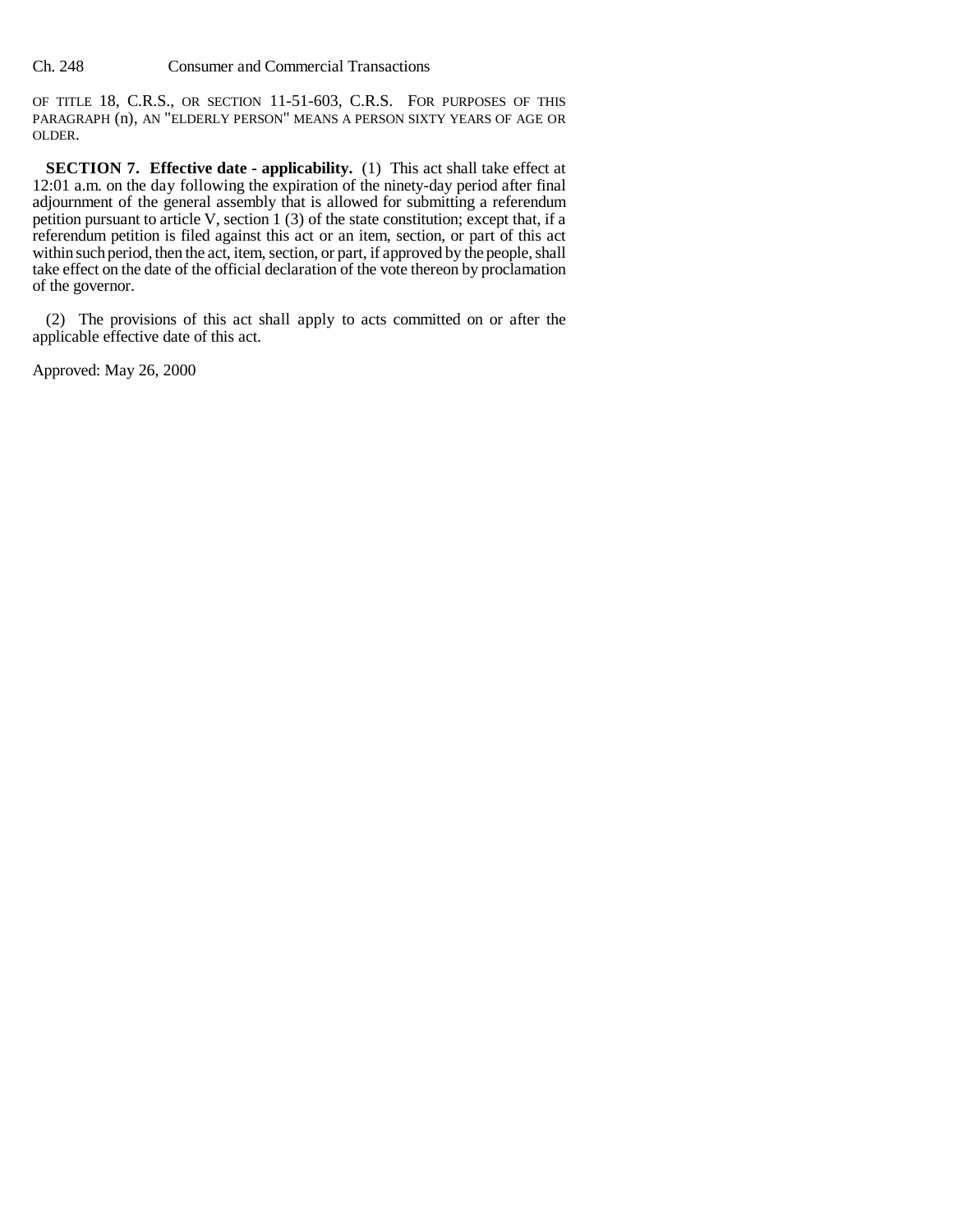OF TITLE 18, C.R.S., OR SECTION 11-51-603, C.R.S. FOR PURPOSES OF THIS PARAGRAPH (n), AN "ELDERLY PERSON" MEANS A PERSON SIXTY YEARS OF AGE OR OLDER.

**SECTION 7. Effective date - applicability.** (1) This act shall take effect at 12:01 a.m. on the day following the expiration of the ninety-day period after final adjournment of the general assembly that is allowed for submitting a referendum petition pursuant to article V, section 1 (3) of the state constitution; except that, if a referendum petition is filed against this act or an item, section, or part of this act within such period, then the act, item, section, or part, if approved by the people, shall take effect on the date of the official declaration of the vote thereon by proclamation of the governor.

(2) The provisions of this act shall apply to acts committed on or after the applicable effective date of this act.

Approved: May 26, 2000